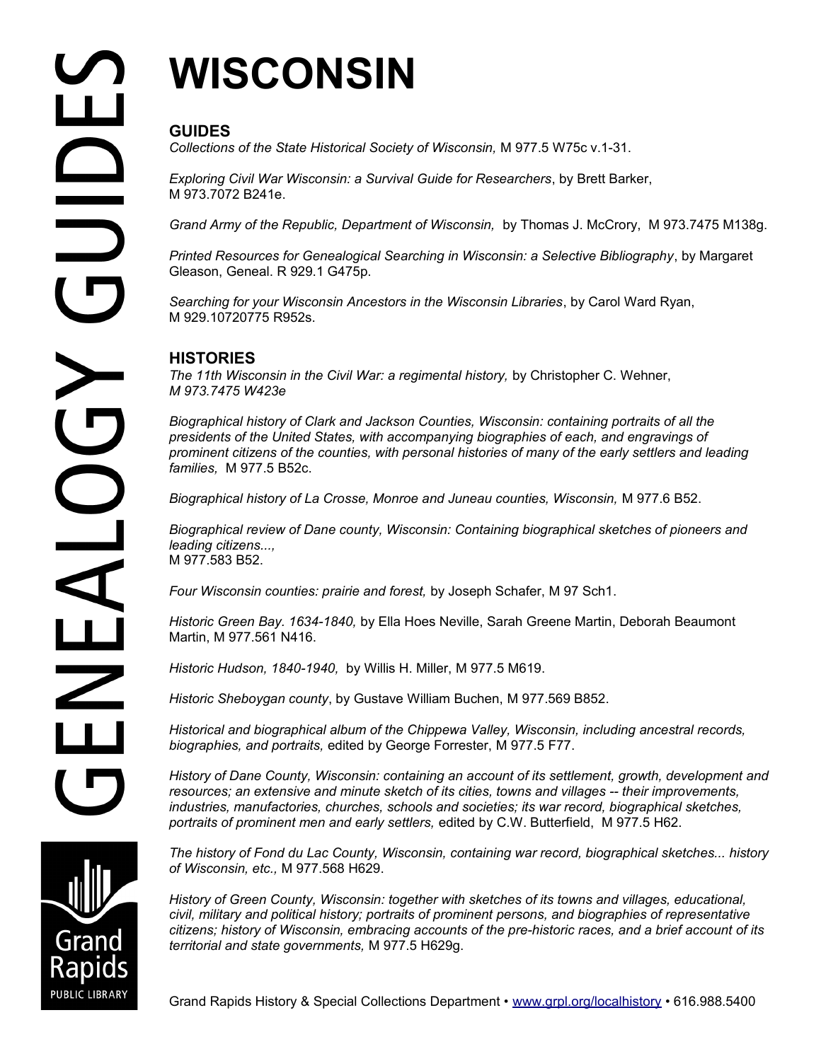# WISCONSIN

## GUIDES

*Collections of the State Historical Society of Wisconsin,* M 977.5 W75c v.1-31.

*Exploring Civil War Wisconsin: a Survival Guide for Researchers*, by Brett Barker, M 973.7072 B241e.

*Grand Army of the Republic, Department of Wisconsin,* by Thomas J. McCrory, M 973.7475 M138g.

*Printed Resources for Genealogical Searching in Wisconsin: a Selective Bibliography*, by Margaret Gleason, Geneal. R 929.1 G475p.

*Searching for your Wisconsin Ancestors in the Wisconsin Libraries*, by Carol Ward Ryan, M 929.10720775 R952s.

## HISTORIES

*The 11th Wisconsin in the Civil War: a regimental history,* by Christopher C. Wehner, *M 973.7475 W423e*

*Biographical history of Clark and Jackson Counties, Wisconsin: containing portraits of all the presidents of the United States, with accompanying biographies of each, and engravings of prominent citizens of the counties, with personal histories of many of the early settlers and leading families,* M 977.5 B52c.

*Biographical history of La Crosse, Monroe and Juneau counties, Wisconsin,* M 977.6 B52.

*Biographical review of Dane county, Wisconsin: Containing biographical sketches of pioneers and leading citizens...,* M 977.583 B52.

*Four Wisconsin counties: prairie and forest,* by Joseph Schafer, M 97 Sch1.

*Historic Green Bay. 1634-1840,* by Ella Hoes Neville, Sarah Greene Martin, Deborah Beaumont Martin, M 977.561 N416.

*Historic Hudson, 1840-1940,* by Willis H. Miller, M 977.5 M619.

*Historic Sheboygan county*, by Gustave William Buchen, M 977.569 B852.

*Historical and biographical album of the Chippewa Valley, Wisconsin, including ancestral records, biographies, and portraits,* edited by George Forrester, M 977.5 F77.

*History of Dane County, Wisconsin: containing an account of its settlement, growth, development and resources; an extensive and minute sketch of its cities, towns and villages -- their improvements, industries, manufactories, churches, schools and societies; its war record, biographical sketches, portraits of prominent men and early settlers,* edited by C.W. Butterfield, M 977.5 H62.

*The history of Fond du Lac County, Wisconsin, containing war record, biographical sketches... history of Wisconsin, etc.,* M 977.568 H629.

*History of Green County, Wisconsin: together with sketches of its towns and villages, educational, civil, military and political history; portraits of prominent persons, and biographies of representative citizens; history of Wisconsin, embracing accounts of the pre-historic races, and a brief account of its territorial and state governments,* M 977.5 H629g.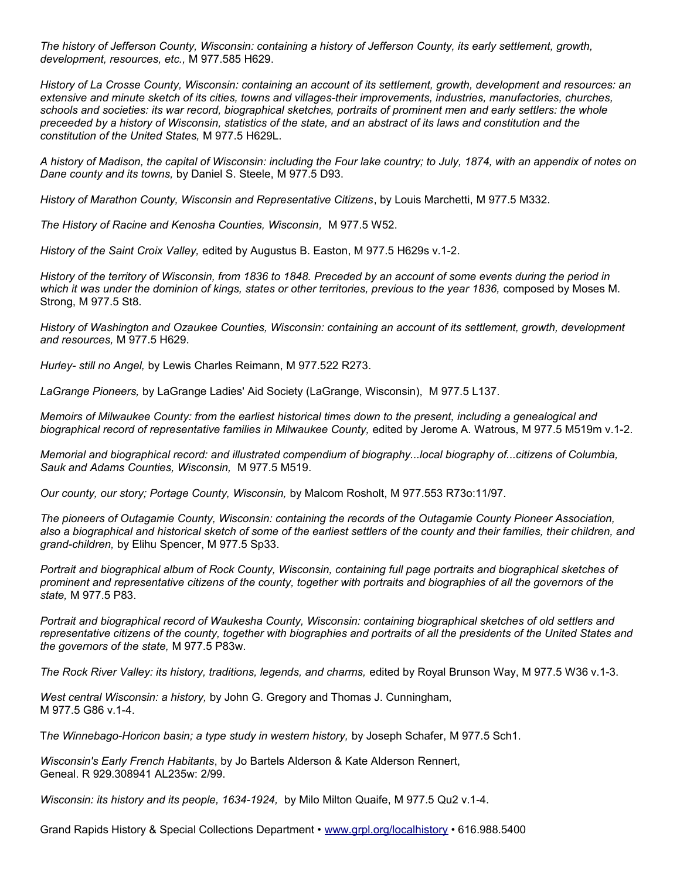*The history of Jefferson County, Wisconsin: containing a history of Jefferson County, its early settlement, growth, development, resources, etc.,* M 977.585 H629.

*History of La Crosse County, Wisconsin: containing an account of its settlement, growth, development and resources: an extensive and minute sketch of its cities, towns and villages-their improvements, industries, manufactories, churches, schools and societies: its war record, biographical sketches, portraits of prominent men and early settlers: the whole preceeded by a history of Wisconsin, statistics of the state, and an abstract of its laws and constitution and the constitution of the United States,* M 977.5 H629L.

*A history of Madison, the capital of Wisconsin: including the Four lake country; to July, 1874, with an appendix of notes on Dane county and its towns,* by Daniel S. Steele, M 977.5 D93.

*History of Marathon County, Wisconsin and Representative Citizens*, by Louis Marchetti, M 977.5 M332.

*The History of Racine and Kenosha Counties, Wisconsin,* M 977.5 W52.

*History of the Saint Croix Valley,* edited by Augustus B. Easton, M 977.5 H629s v.1-2.

*History of the territory of Wisconsin, from 1836 to 1848. Preceded by an account of some events during the period in which it was under the dominion of kings, states or other territories, previous to the year 1836,* composed by Moses M. Strong, M 977.5 St8.

*History of Washington and Ozaukee Counties, Wisconsin: containing an account of its settlement, growth, development and resources,* M 977.5 H629.

*Hurley- still no Angel,* by Lewis Charles Reimann, M 977.522 R273.

*LaGrange Pioneers,* by LaGrange Ladies' Aid Society (LaGrange, Wisconsin), M 977.5 L137.

*Memoirs of Milwaukee County: from the earliest historical times down to the present, including a genealogical and biographical record of representative families in Milwaukee County,* edited by Jerome A. Watrous, M 977.5 M519m v.1-2.

*Memorial and biographical record: and illustrated compendium of biography...local biography of...citizens of Columbia, Sauk and Adams Counties, Wisconsin,* M 977.5 M519.

*Our county, our story; Portage County, Wisconsin,* by Malcom Rosholt, M 977.553 R73o:11/97.

*The pioneers of Outagamie County, Wisconsin: containing the records of the Outagamie County Pioneer Association, also a biographical and historical sketch of some of the earliest settlers of the county and their families, their children, and grand-children,* by Elihu Spencer, M 977.5 Sp33.

*Portrait and biographical album of Rock County, Wisconsin, containing full page portraits and biographical sketches of prominent and representative citizens of the county, together with portraits and biographies of all the governors of the state,* M 977.5 P83.

*Portrait and biographical record of Waukesha County, Wisconsin: containing biographical sketches of old settlers and representative citizens of the county, together with biographies and portraits of all the presidents of the United States and the governors of the state,* M 977.5 P83w.

*The Rock River Valley: its history, traditions, legends, and charms,* edited by Royal Brunson Way, M 977.5 W36 v.1-3.

*West central Wisconsin: a history,* by John G. Gregory and Thomas J. Cunningham, M 977.5 G86 v.1-4.

T*he Winnebago-Horicon basin; a type study in western history,* by Joseph Schafer, M 977.5 Sch1.

*Wisconsin's Early French Habitants*, by Jo Bartels Alderson & Kate Alderson Rennert, Geneal. R 929.308941 AL235w: 2/99.

*Wisconsin: its history and its people, 1634-1924,* by Milo Milton Quaife, M 977.5 Qu2 v.1-4.

Grand Rapids History & Special Collections Department • www.grpl.org/localhistory • 616.988.5400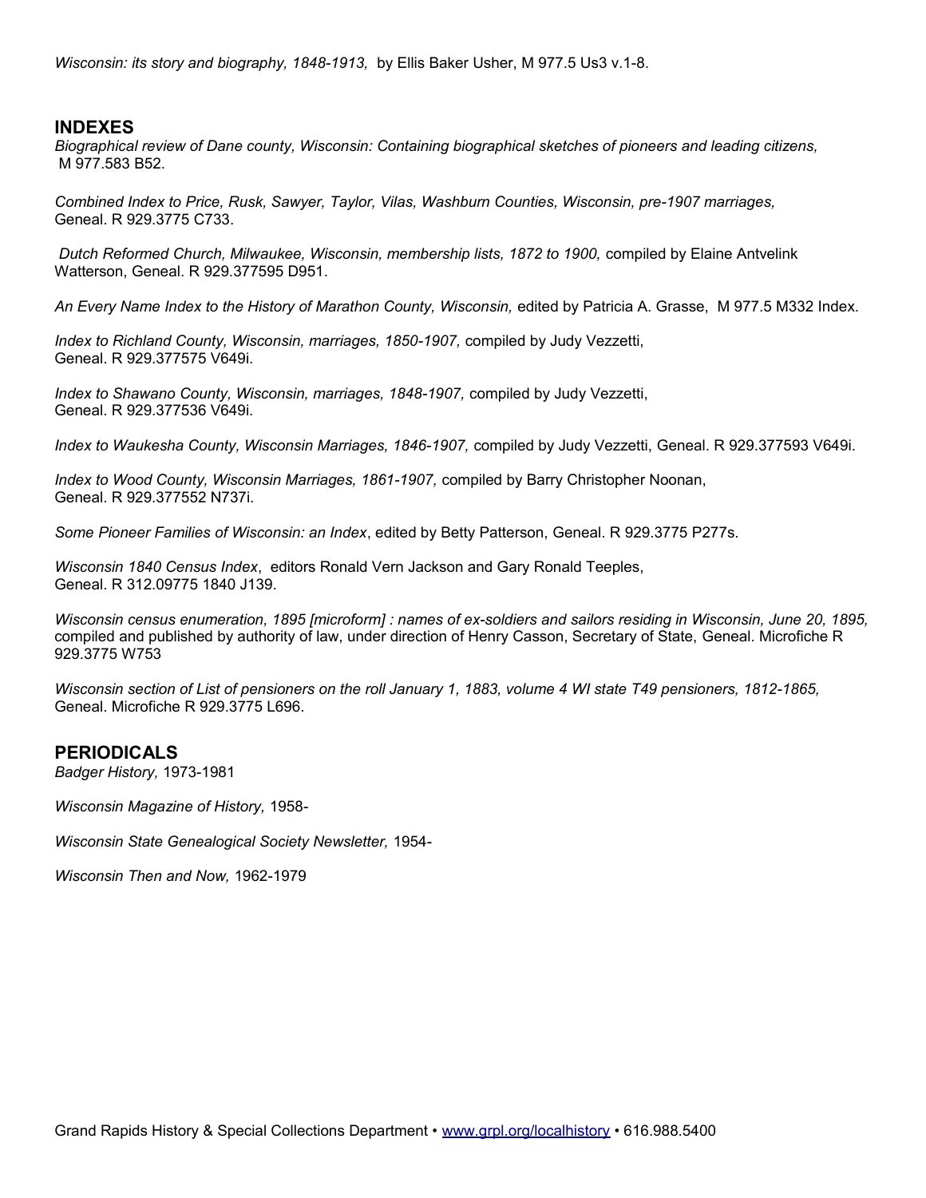*Wisconsin: its story and biography, 1848-1913,* by Ellis Baker Usher, M 977.5 Us3 v.1-8.

## INDEXES

*Biographical review of Dane county, Wisconsin: Containing biographical sketches of pioneers and leading citizens,* M 977.583 B52.

*Combined Index to Price, Rusk, Sawyer, Taylor, Vilas, Washburn Counties, Wisconsin, pre-1907 marriages,* Geneal. R 929.3775 C733.

*Dutch Reformed Church, Milwaukee, Wisconsin, membership lists, 1872 to 1900,* compiled by Elaine Antvelink Watterson, Geneal. R 929.377595 D951.

*An Every Name Index to the History of Marathon County, Wisconsin,* edited by Patricia A. Grasse, M 977.5 M332 Index.

*Index to Richland County, Wisconsin, marriages, 1850-1907,* compiled by Judy Vezzetti, Geneal. R 929.377575 V649i.

*Index to Shawano County, Wisconsin, marriages, 1848-1907,* compiled by Judy Vezzetti, Geneal. R 929.377536 V649i.

*Index to Waukesha County, Wisconsin Marriages, 1846-1907,* compiled by Judy Vezzetti, Geneal. R 929.377593 V649i.

*Index to Wood County, Wisconsin Marriages, 1861-1907,* compiled by Barry Christopher Noonan, Geneal. R 929.377552 N737i.

*Some Pioneer Families of Wisconsin: an Index*, edited by Betty Patterson, Geneal. R 929.3775 P277s.

*Wisconsin 1840 Census Index*, editors Ronald Vern Jackson and Gary Ronald Teeples, Geneal. R 312.09775 1840 J139.

*Wisconsin census enumeration, 1895 [microform] : names of ex-soldiers and sailors residing in Wisconsin, June 20, 1895,* compiled and published by authority of law, under direction of Henry Casson, Secretary of State, Geneal. Microfiche R 929.3775 W753

*Wisconsin section of List of pensioners on the roll January 1, 1883, volume 4 WI state T49 pensioners, 1812-1865,* Geneal. Microfiche R 929.3775 L696.

## PERIODICALS

*Badger History,* 1973-1981

*Wisconsin Magazine of History,* 1958-

*Wisconsin State Genealogical Society Newsletter,* 1954-

*Wisconsin Then and Now,* 1962-1979